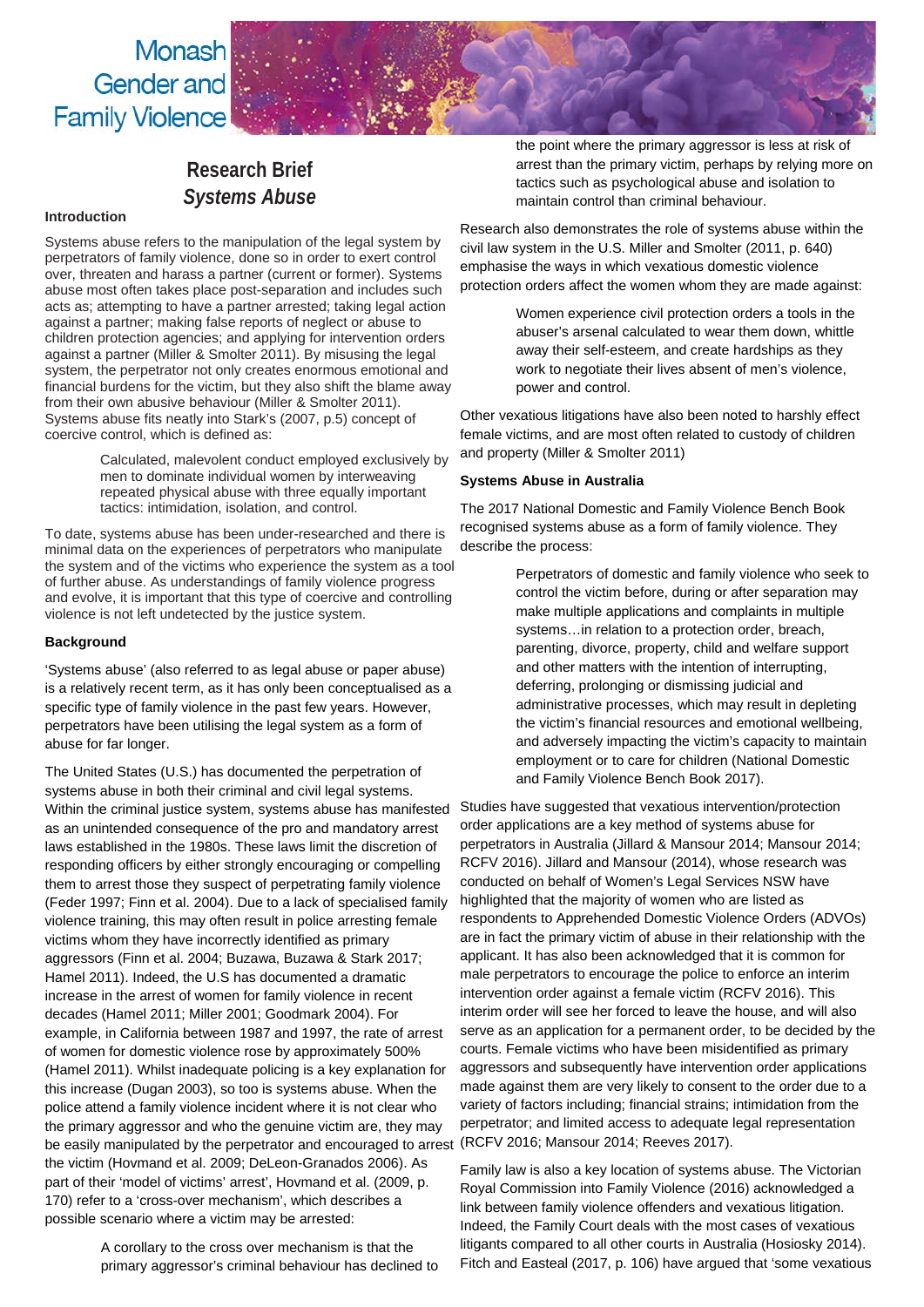Monash Gender and Family Violence

# Research Brief
## *Systems Abuse*

### Introduction

Systems abuse refers to the manipulation of the legal system by perpetrators of family violence, done so in order to exert control over, threaten and harass a partner (current or former). Systems abuse most often takes place post-separation and includes such acts as; attempting to have a partner arrested; taking legal action against a partner; making false reports of neglect or abuse to children protection agencies; and applying for intervention orders against a partner (Miller & Smolter 2011). By misusing the legal system, the perpetrator not only creates enormous emotional and financial burdens for the victim, but they also shift the blame away from their own abusive behaviour (Miller & Smolter 2011). Systems abuse fits neatly into Stark's (2007, p.5) concept of coercive control, which is defined as:

> Calculated, malevolent conduct employed exclusively by men to dominate individual women by interweaving repeated physical abuse with three equally important tactics: intimidation, isolation, and control.

To date, systems abuse has been under-researched and there is minimal data on the experiences of perpetrators who manipulate the system and of the victims who experience the system as a tool of further abuse. As understandings of family violence progress and evolve, it is important that this type of coercive and controlling violence is not left undetected by the justice system.

### Background

'Systems abuse' (also referred to as legal abuse or paper abuse) is a relatively recent term, as it has only been conceptualised as a specific type of family violence in the past few years. However, perpetrators have been utilising the legal system as a form of abuse for far longer.

The United States (U.S.) has documented the perpetration of systems abuse in both their criminal and civil legal systems. Within the criminal justice system, systems abuse has manifested as an unintended consequence of the pro and mandatory arrest laws established in the 1980s. These laws limit the discretion of responding officers by either strongly encouraging or compelling them to arrest those they suspect of perpetrating family violence (Feder 1997; Finn et al. 2004). Due to a lack of specialised family violence training, this may often result in police arresting female victims whom they have incorrectly identified as primary aggressors (Finn et al. 2004; Buzawa, Buzawa & Stark 2017; Hamel 2011). Indeed, the U.S has documented a dramatic increase in the arrest of women for family violence in recent decades (Hamel 2011; Miller 2001; Goodmark 2004). For example, in California between 1987 and 1997, the rate of arrest of women for domestic violence rose by approximately 500% (Hamel 2011). Whilst inadequate policing is a key explanation for this increase (Dugan 2003), so too is systems abuse. When the police attend a family violence incident where it is not clear who the primary aggressor and who the genuine victim are, they may be easily manipulated by the perpetrator and encouraged to arrest the victim (Hovmand et al. 2009; DeLeon-Granados 2006). As part of their 'model of victims' arrest', Hovmand et al. (2009, p. 170) refer to a 'cross-over mechanism', which describes a possible scenario where a victim may be arrested:

> A corollary to the cross over mechanism is that the primary aggressor's criminal behaviour has declined to the point where the primary aggressor is less at risk of arrest than the primary victim, perhaps by relying more on tactics such as psychological abuse and isolation to maintain control than criminal behaviour.

Research also demonstrates the role of systems abuse within the civil law system in the U.S. Miller and Smolter (2011, p. 640) emphasise the ways in which vexatious domestic violence protection orders affect the women whom they are made against:

> Women experience civil protection orders a tools in the abuser's arsenal calculated to wear them down, whittle away their self-esteem, and create hardships as they work to negotiate their lives absent of men's violence, power and control.

Other vexatious litigations have also been noted to harshly effect female victims, and are most often related to custody of children and property (Miller & Smolter 2011)

### Systems Abuse in Australia

The 2017 National Domestic and Family Violence Bench Book recognised systems abuse as a form of family violence. They describe the process:

> Perpetrators of domestic and family violence who seek to control the victim before, during or after separation may make multiple applications and complaints in multiple systems…in relation to a protection order, breach, parenting, divorce, property, child and welfare support and other matters with the intention of interrupting, deferring, prolonging or dismissing judicial and administrative processes, which may result in depleting the victim's financial resources and emotional wellbeing, and adversely impacting the victim's capacity to maintain employment or to care for children (National Domestic and Family Violence Bench Book 2017).

Studies have suggested that vexatious intervention/protection order applications are a key method of systems abuse for perpetrators in Australia (Jillard & Mansour 2014; Mansour 2014; RCFV 2016). Jillard and Mansour (2014), whose research was conducted on behalf of Women's Legal Services NSW have highlighted that the majority of women who are listed as respondents to Apprehended Domestic Violence Orders (ADVOs) are in fact the primary victim of abuse in their relationship with the applicant. It has also been acknowledged that it is common for male perpetrators to encourage the police to enforce an interim intervention order against a female victim (RCFV 2016). This interim order will see her forced to leave the house, and will also serve as an application for a permanent order, to be decided by the courts. Female victims who have been misidentified as primary aggressors and subsequently have intervention order applications made against them are very likely to consent to the order due to a variety of factors including; financial strains; intimidation from the perpetrator; and limited access to adequate legal representation (RCFV 2016; Mansour 2014; Reeves 2017).

Family law is also a key location of systems abuse. The Victorian Royal Commission into Family Violence (2016) acknowledged a link between family violence offenders and vexatious litigation. Indeed, the Family Court deals with the most cases of vexatious litigants compared to all other courts in Australia (Hosiosky 2014). Fitch and Easteal (2017, p. 106) have argued that 'some vexatious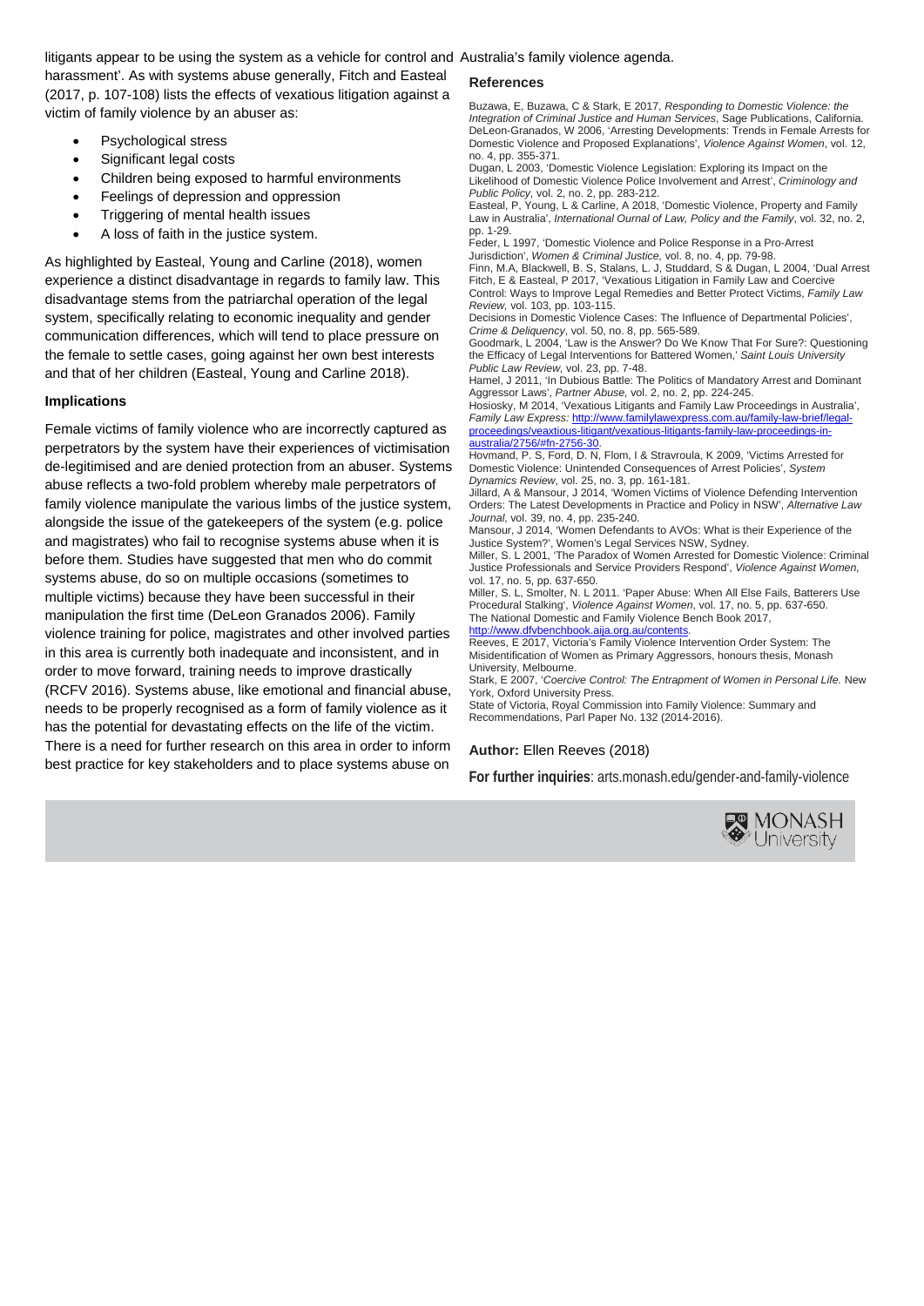litigants appear to be using the system as a vehicle for control and harassment'. As with systems abuse generally, Fitch and Easteal (2017, p. 107-108) lists the effects of vexatious litigation against a victim of family violence by an abuser as:

- Psychological stress
- Significant legal costs
- Children being exposed to harmful environments
- Feelings of depression and oppression
- Triggering of mental health issues
- A loss of faith in the justice system.

As highlighted by Easteal, Young and Carline (2018), women experience a distinct disadvantage in regards to family law. This disadvantage stems from the patriarchal operation of the legal system, specifically relating to economic inequality and gender communication differences, which will tend to place pressure on the female to settle cases, going against her own best interests and that of her children (Easteal, Young and Carline 2018).

### Implications

Female victims of family violence who are incorrectly captured as perpetrators by the system have their experiences of victimisation de-legitimised and are denied protection from an abuser. Systems abuse reflects a two-fold problem whereby male perpetrators of family violence manipulate the various limbs of the justice system, alongside the issue of the gatekeepers of the system (e.g. police and magistrates) who fail to recognise systems abuse when it is before them. Studies have suggested that men who do commit systems abuse, do so on multiple occasions (sometimes to multiple victims) because they have been successful in their manipulation the first time (DeLeon Granados 2006). Family violence training for police, magistrates and other involved parties in this area is currently both inadequate and inconsistent, and in order to move forward, training needs to improve drastically (RCFV 2016). Systems abuse, like emotional and financial abuse, needs to be properly recognised as a form of family violence as it has the potential for devastating effects on the life of the victim. There is a need for further research on this area in order to inform best practice for key stakeholders and to place systems abuse on Australia's family violence agenda.

### References

Buzawa, E, Buzawa, C & Stark, E 2017, *Responding to Domestic Violence: the Integration of Criminal Justice and Human Services*, Sage Publications, California.
DeLeon-Granados, W 2006, 'Arresting Developments: Trends in Female Arrests for Domestic Violence and Proposed Explanations', *Violence Against Women*, vol. 12, no. 4, pp. 355-371.
Dugan, L 2003, 'Domestic Violence Legislation: Exploring its Impact on the Likelihood of Domestic Violence Police Involvement and Arrest', *Criminology and Public Policy*, vol. 2, no. 2, pp. 283-212.
Easteal, P, Young, L & Carline, A 2018, 'Domestic Violence, Property and Family Law in Australia', *International Ournal of Law, Policy and the Family*, vol. 32, no. 2, pp. 1-29.
Feder, L 1997, 'Domestic Violence and Police Response in a Pro-Arrest Jurisdiction', *Women & Criminal Justice,* vol. 8, no. 4, pp. 79-98.
Finn, M.A, Blackwell, B. S, Stalans, L. J, Studdard, S & Dugan, L 2004, 'Dual Arrest Decisions in Domestic Violence Cases: The Influence of Departmental Policies', *Crime & Deliquency*, vol. 50, no. 8, pp. 565-589.
Fitch, E & Easteal, P 2017, 'Vexatious Litigation in Family Law and Coercive Control: Ways to Improve Legal Remedies and Better Protect Victims, *Family Law Review,* vol. 103, pp. 103-115.
Goodmark, L 2004, 'Law is the Answer? Do We Know That For Sure?: Questioning the Efficacy of Legal Interventions for Battered Women,' *Saint Louis University Public Law Review,* vol. 23, pp. 7-48.
Hamel, J 2011, 'In Dubious Battle: The Politics of Mandatory Arrest and Dominant Aggressor Laws', *Partner Abuse,* vol. 2, no. 2, pp. 224-245.
Hosiosky, M 2014, 'Vexatious Litigants and Family Law Proceedings in Australia', *Family Law Express:* http://www.familylawexpress.com.au/family-law-brief/legal-proceedings/veaxtious-litigant/vexatious-litigants-family-law-proceedings-in-australia/2756/#fn-2756-30.
Hovmand, P. S, Ford, D. N, Flom, I & Stravroula, K 2009, 'Victims Arrested for Domestic Violence: Unintended Consequences of Arrest Policies', *System Dynamics Review*, vol. 25, no. 3, pp. 161-181.
Jillard, A & Mansour, J 2014, 'Women Victims of Violence Defending Intervention Orders: The Latest Developments in Practice and Policy in NSW', *Alternative Law Journal*, vol. 39, no. 4, pp. 235-240.
Mansour, J 2014, 'Women Defendants to AVOs: What is their Experience of the Justice System?', Women's Legal Services NSW, Sydney.
Miller, S. L 2001, 'The Paradox of Women Arrested for Domestic Violence: Criminal Justice Professionals and Service Providers Respond', *Violence Against Women,* vol. 17, no. 5, pp. 637-650.
Miller, S. L, Smolter, N. L 2011. 'Paper Abuse: When All Else Fails, Batterers Use Procedural Stalking', *Violence Against Women*, vol. 17, no. 5, pp. 637-650.
The National Domestic and Family Violence Bench Book 2017, http://www.dfvbenchbook.aija.org.au/contents.
Reeves, E 2017, Victoria's Family Violence Intervention Order System: The Misidentification of Women as Primary Aggressors, honours thesis, Monash University, Melbourne.
Stark, E 2007, '*Coercive Control: The Entrapment of Women in Personal Life.* New York, Oxford University Press.
State of Victoria, Royal Commission into Family Violence: Summary and Recommendations, Parl Paper No. 132 (2014-2016).

**Author:** Ellen Reeves (2018)

**For further inquiries**: arts.monash.edu/gender-and-family-violence

MONASH University